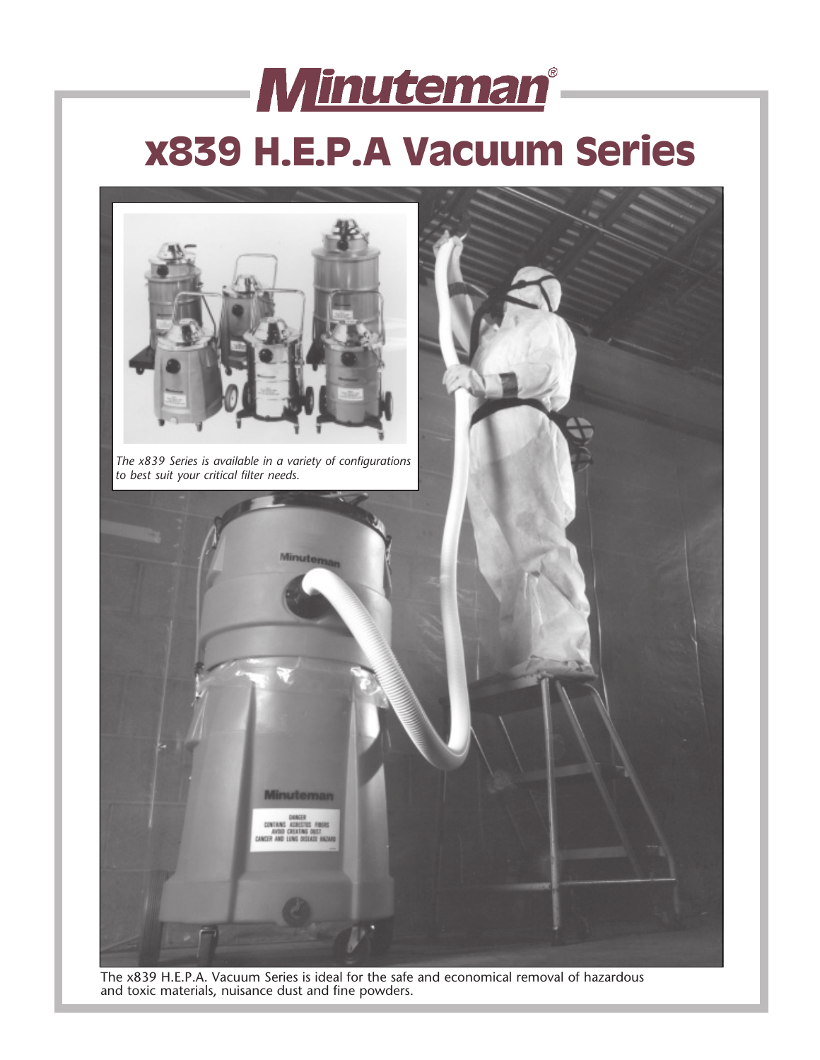# Minuteman®

# x839 H.E.P.A Vacuum Series

*The x839 Series is available in a variety of configurations to best suit your critical filter needs.*

The x839 H.E.P.A. Vacuum Series is ideal for the safe and economical removal of hazardous and toxic materials, nuisance dust and fine powders.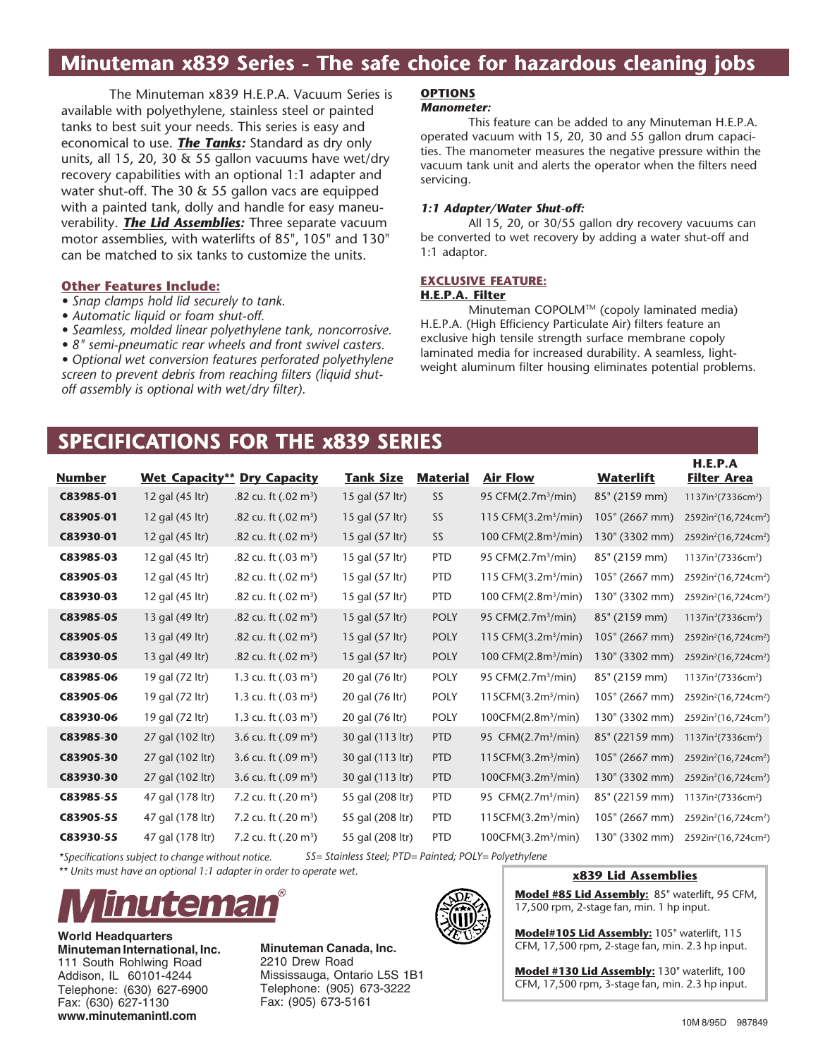## Minuteman x839 Series - The safe choice for hazardous cleaning jobs

The Minuteman x839 H.E.P.A. Vacuum Series is available with polyethylene, stainless steel or painted tanks to best suit your needs. This series is easy and economical to use. ***The Tanks:*** Standard as dry only units, all 15, 20, 30 & 55 gallon vacuums have wet/dry recovery capabilities with an optional 1:1 adapter and water shut-off. The 30 & 55 gallon vacs are equipped with a painted tank, dolly and handle for easy maneuverability. ***The Lid Assemblies:*** Three separate vacuum motor assemblies, with waterlifts of 85", 105" and 130" can be matched to six tanks to customize the units.

**Other Features Include:**

- *Snap clamps hold lid securely to tank.*
- *Automatic liquid or foam shut-off.*
- *Seamless, molded linear polyethylene tank, noncorrosive.*
- *8" semi-pneumatic rear wheels and front swivel casters.*
- *Optional wet conversion features perforated polyethylene screen to prevent debris from reaching filters (liquid shut-off assembly is optional with wet/dry filter).*

**OPTIONS**

***Manometer:***

This feature can be added to any Minuteman H.E.P.A. operated vacuum with 15, 20, 30 and 55 gallon drum capacities. The manometer measures the negative pressure within the vacuum tank unit and alerts the operator when the filters need servicing.

***1:1 Adapter/Water Shut-off:***

All 15, 20, or 30/55 gallon dry recovery vacuums can be converted to wet recovery by adding a water shut-off and 1:1 adaptor.

**EXCLUSIVE FEATURE:**

**H.E.P.A. Filter**

Minuteman COPOLM™ (copoly laminated media) H.E.P.A. (High Efficiency Particulate Air) filters feature an exclusive high tensile strength surface membrane copoly laminated media for increased durability. A seamless, lightweight aluminum filter housing eliminates potential problems.

## SPECIFICATIONS FOR THE x839 SERIES

| Number | Wet Capacity** | Dry Capacity | Tank Size | Material | Air Flow | Waterlift | H.E.P.A Filter Area |
|---|---|---|---|---|---|---|---|
| C83985-01 | 12 gal (45 ltr) | .82 cu. ft (.02 m³) | 15 gal (57 ltr) | SS | 95 CFM(2.7m³/min) | 85" (2159 mm) | 1137in²(7336cm²) |
| C83905-01 | 12 gal (45 ltr) | .82 cu. ft (.02 m³) | 15 gal (57 ltr) | SS | 115 CFM(3.2m³/min) | 105" (2667 mm) | 2592in²(16,724cm²) |
| C83930-01 | 12 gal (45 ltr) | .82 cu. ft (.02 m³) | 15 gal (57 ltr) | SS | 100 CFM(2.8m³/min) | 130" (3302 mm) | 2592in²(16,724cm²) |
| C83985-03 | 12 gal (45 ltr) | .82 cu. ft (.03 m³) | 15 gal (57 ltr) | PTD | 95 CFM(2.7m³/min) | 85" (2159 mm) | 1137in²(7336cm²) |
| C83905-03 | 12 gal (45 ltr) | .82 cu. ft (.02 m³) | 15 gal (57 ltr) | PTD | 115 CFM(3.2m³/min) | 105" (2667 mm) | 2592in²(16,724cm²) |
| C83930-03 | 12 gal (45 ltr) | .82 cu. ft (.02 m³) | 15 gal (57 ltr) | PTD | 100 CFM(2.8m³/min) | 130" (3302 mm) | 2592in²(16,724cm²) |
| C83985-05 | 13 gal (49 ltr) | .82 cu. ft (.02 m³) | 15 gal (57 ltr) | POLY | 95 CFM(2.7m³/min) | 85" (2159 mm) | 1137in²(7336cm²) |
| C83905-05 | 13 gal (49 ltr) | .82 cu. ft (.02 m³) | 15 gal (57 ltr) | POLY | 115 CFM(3.2m³/min) | 105" (2667 mm) | 2592in²(16,724cm²) |
| C83930-05 | 13 gal (49 ltr) | .82 cu. ft (.02 m³) | 15 gal (57 ltr) | POLY | 100 CFM(2.8m³/min) | 130" (3302 mm) | 2592in²(16,724cm²) |
| C83985-06 | 19 gal (72 ltr) | 1.3 cu. ft (.03 m³) | 20 gal (76 ltr) | POLY | 95 CFM(2.7m³/min) | 85" (2159 mm) | 1137in²(7336cm²) |
| C83905-06 | 19 gal (72 ltr) | 1.3 cu. ft (.03 m³) | 20 gal (76 ltr) | POLY | 115CFM(3.2m³/min) | 105" (2667 mm) | 2592in²(16,724cm²) |
| C83930-06 | 19 gal (72 ltr) | 1.3 cu. ft (.03 m³) | 20 gal (76 ltr) | POLY | 100CFM(2.8m³/min) | 130" (3302 mm) | 2592in²(16,724cm²) |
| C83985-30 | 27 gal (102 ltr) | 3.6 cu. ft (.09 m³) | 30 gal (113 ltr) | PTD | 95 CFM(2.7m³/min) | 85" (22159 mm) | 1137in²(7336cm²) |
| C83905-30 | 27 gal (102 ltr) | 3.6 cu. ft (.09 m³) | 30 gal (113 ltr) | PTD | 115CFM(3.2m³/min) | 105" (2667 mm) | 2592in²(16,724cm²) |
| C83930-30 | 27 gal (102 ltr) | 3.6 cu. ft (.09 m³) | 30 gal (113 ltr) | PTD | 100CFM(3.2m³/min) | 130" (3302 mm) | 2592in²(16,724cm²) |
| C83985-55 | 47 gal (178 ltr) | 7.2 cu. ft (.20 m³) | 55 gal (208 ltr) | PTD | 95 CFM(2.7m³/min) | 85" (22159 mm) | 1137in²(7336cm²) |
| C83905-55 | 47 gal (178 ltr) | 7.2 cu. ft (.20 m³) | 55 gal (208 ltr) | PTD | 115CFM(3.2m³/min) | 105" (2667 mm) | 2592in²(16,724cm²) |
| C83930-55 | 47 gal (178 ltr) | 7.2 cu. ft (.20 m³) | 55 gal (208 ltr) | PTD | 100CFM(3.2m³/min) | 130" (3302 mm) | 2592in²(16,724cm²) |

*\*Specifications subject to change without notice.* *SS= Stainless Steel; PTD= Painted; POLY= Polyethylene*

*\*\* Units must have an optional 1:1 adapter in order to operate wet.*

**x839 Lid Assemblies**

**Model #85 Lid Assembly:** 85" waterlift, 95 CFM, 17,500 rpm, 2-stage fan, min. 1 hp input.

**Model#105 Lid Assembly:** 105" waterlift, 115 CFM, 17,500 rpm, 2-stage fan, min. 2.3 hp input.

**Model #130 Lid Assembly:** 130" waterlift, 100 CFM, 17,500 rpm, 3-stage fan, min. 2.3 hp input.

Minuteman®

**World Headquarters**
**Minuteman International, Inc.**
111 South Rohlwing Road
Addison, IL 60101-4244
Telephone: (630) 627-6900
Fax: (630) 627-1130
**www.minutemanintl.com**

**Minuteman Canada, Inc.**
2210 Drew Road
Mississauga, Ontario L5S 1B1
Telephone: (905) 673-3222
Fax: (905) 673-5161

MADE IN THE USA

10M 8/95D 987849